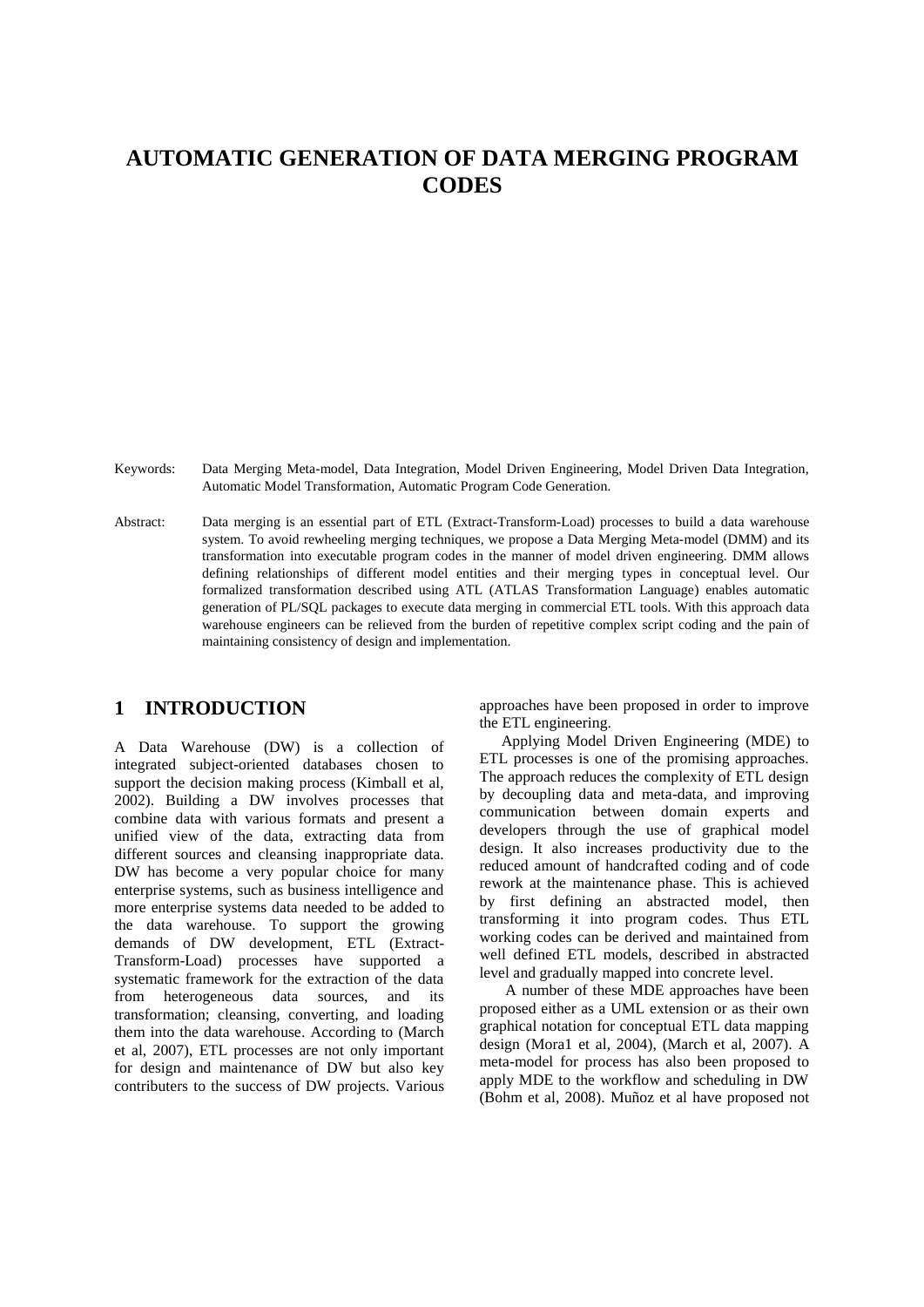# AUTOMATIC GENERATION OF DATA MERGING PROGRAM CODES

Keywords: Data Merging Meta-model, Data Integration, Model Driven Engineering, Model Driven Data Integration, Automatic Model Transformation, Automatic Program Code Generation.

Abstract: Data merging is an essential part of ETL (Extract-Transform-Load) processes to build a data warehouse system. To avoid rewheeling merging techniques, we propose a Data Merging Meta-model (DMM) and its transformation into executable program codes in the manner of model driven engineering. DMM allows defining relationships of different model entities and their merging types in conceptual level. Our formalized transformation described using ATL (ATLAS Transformation Language) enables automatic generation of PL/SQL packages to execute data merging in commercial ETL tools. With this approach data warehouse engineers can be relieved from the burden of repetitive complex script coding and the pain of maintaining consistency of design and implementation.

## 1 INTRODUCTION

A Data Warehouse (DW) is a collection of integrated subject-oriented databases chosen to support the decision making process (Kimball et al, 2002). Building a DW involves processes that combine data with various formats and present a unified view of the data, extracting data from different sources and cleansing inappropriate data. DW has become a very popular choice for many enterprise systems, such as business intelligence and more enterprise systems data needed to be added to the data warehouse. To support the growing demands of DW development, ETL (Extract-Transform-Load) processes have supported a systematic framework for the extraction of the data from heterogeneous data sources, and its transformation; cleansing, converting, and loading them into the data warehouse. According to (March et al, 2007), ETL processes are not only important for design and maintenance of DW but also key contributers to the success of DW projects. Various approaches have been proposed in order to improve the ETL engineering.

Applying Model Driven Engineering (MDE) to ETL processes is one of the promising approaches. The approach reduces the complexity of ETL design by decoupling data and meta-data, and improving communication between domain experts and developers through the use of graphical model design. It also increases productivity due to the reduced amount of handcrafted coding and of code rework at the maintenance phase. This is achieved by first defining an abstracted model, then transforming it into program codes. Thus ETL working codes can be derived and maintained from well defined ETL models, described in abstracted level and gradually mapped into concrete level.

A number of these MDE approaches have been proposed either as a UML extension or as their own graphical notation for conceptual ETL data mapping design (Mora1 et al, 2004), (March et al, 2007). A meta-model for process has also been proposed to apply MDE to the workflow and scheduling in DW (Bohm et al, 2008). Muñoz et al have proposed not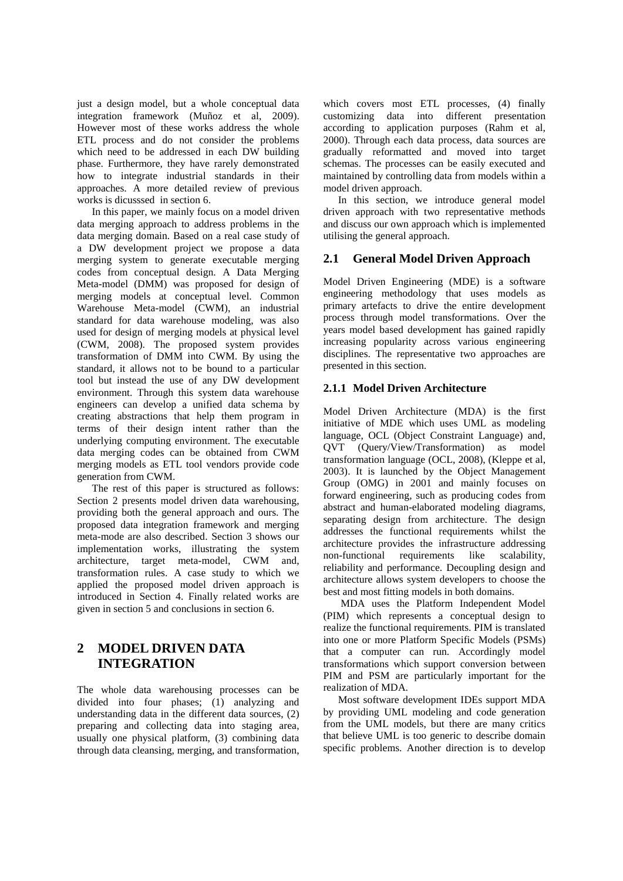just a design model, but a whole conceptual data integration framework (Muñoz et al, 2009). However most of these works address the whole ETL process and do not consider the problems which need to be addressed in each DW building phase. Furthermore, they have rarely demonstrated how to integrate industrial standards in their approaches. A more detailed review of previous works is dicusssed in section 6.

In this paper, we mainly focus on a model driven data merging approach to address problems in the data merging domain. Based on a real case study of a DW development project we propose a data merging system to generate executable merging codes from conceptual design. A Data Merging Meta-model (DMM) was proposed for design of merging models at conceptual level. Common Warehouse Meta-model (CWM), an industrial standard for data warehouse modeling, was also used for design of merging models at physical level (CWM, 2008). The proposed system provides transformation of DMM into CWM. By using the standard, it allows not to be bound to a particular tool but instead the use of any DW development environment. Through this system data warehouse engineers can develop a unified data schema by creating abstractions that help them program in terms of their design intent rather than the underlying computing environment. The executable data merging codes can be obtained from CWM merging models as ETL tool vendors provide code generation from CWM.

The rest of this paper is structured as follows: Section 2 presents model driven data warehousing, providing both the general approach and ours. The proposed data integration framework and merging meta-mode are also described. Section 3 shows our implementation works, illustrating the system architecture, target meta-model, CWM and, transformation rules. A case study to which we applied the proposed model driven approach is introduced in Section 4. Finally related works are given in section 5 and conclusions in section 6.

# 2 MODEL DRIVEN DATA INTEGRATION

The whole data warehousing processes can be divided into four phases; (1) analyzing and understanding data in the different data sources, (2) preparing and collecting data into staging area, usually one physical platform, (3) combining data through data cleansing, merging, and transformation, which covers most ETL processes, (4) finally customizing data into different presentation according to application purposes (Rahm et al, 2000). Through each data process, data sources are gradually reformatted and moved into target schemas. The processes can be easily executed and maintained by controlling data from models within a model driven approach.

In this section, we introduce general model driven approach with two representative methods and discuss our own approach which is implemented utilising the general approach.

## 2.1 General Model Driven Approach

Model Driven Engineering (MDE) is a software engineering methodology that uses models as primary artefacts to drive the entire development process through model transformations. Over the years model based development has gained rapidly increasing popularity across various engineering disciplines. The representative two approaches are presented in this section.

### 2.1.1 Model Driven Architecture

Model Driven Architecture (MDA) is the first initiative of MDE which uses UML as modeling language, OCL (Object Constraint Language) and, QVT (Query/View/Transformation) as model transformation language (OCL, 2008), (Kleppe et al, 2003). It is launched by the Object Management Group (OMG) in 2001 and mainly focuses on forward engineering, such as producing codes from abstract and human-elaborated modeling diagrams, separating design from architecture. The design addresses the functional requirements whilst the architecture provides the infrastructure addressing non-functional requirements like scalability, reliability and performance. Decoupling design and architecture allows system developers to choose the best and most fitting models in both domains.

MDA uses the Platform Independent Model (PIM) which represents a conceptual design to realize the functional requirements. PIM is translated into one or more Platform Specific Models (PSMs) that a computer can run. Accordingly model transformations which support conversion between PIM and PSM are particularly important for the realization of MDA.

Most software development IDEs support MDA by providing UML modeling and code generation from the UML models, but there are many critics that believe UML is too generic to describe domain specific problems. Another direction is to develop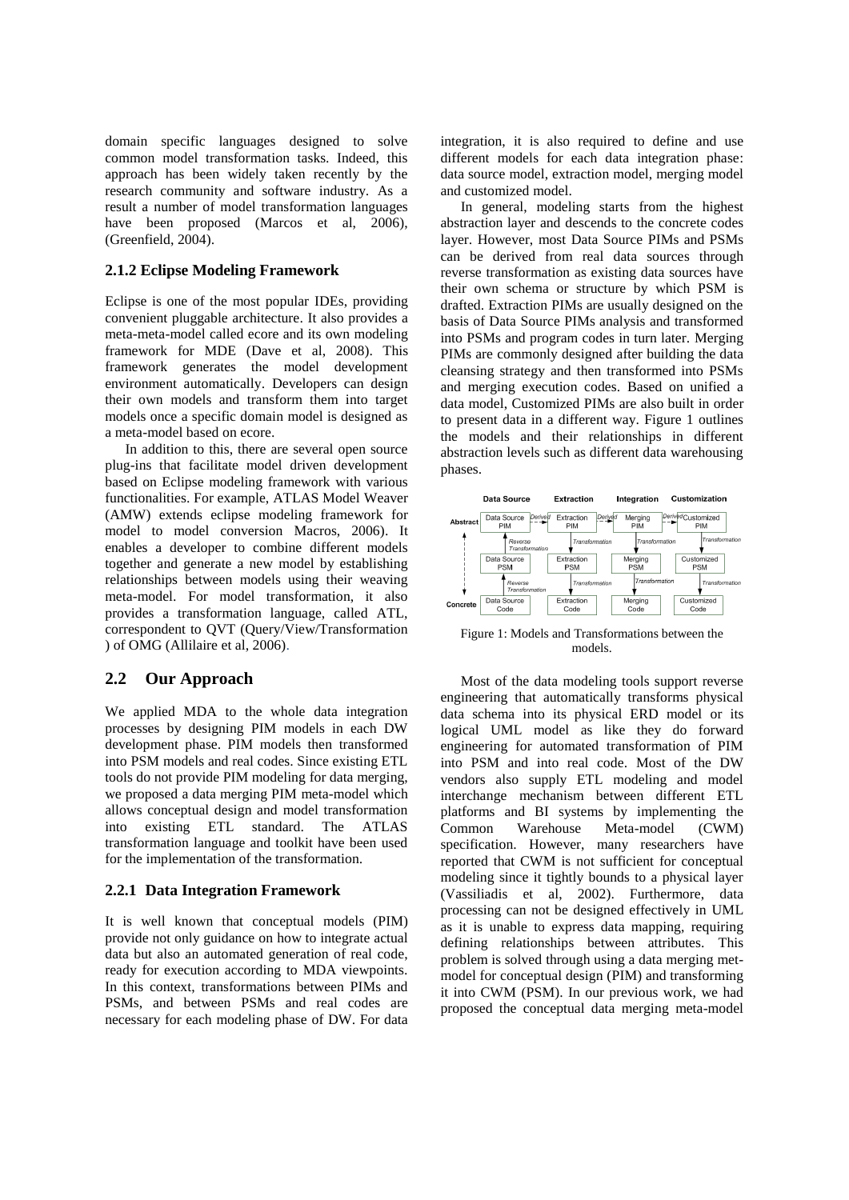domain specific languages designed to solve common model transformation tasks. Indeed, this approach has been widely taken recently by the research community and software industry. As a result a number of model transformation languages have been proposed (Marcos et al, 2006), (Greenfield, 2004).

### 2.1.2 Eclipse Modeling Framework

Eclipse is one of the most popular IDEs, providing convenient pluggable architecture. It also provides a meta-meta-model called ecore and its own modeling framework for MDE (Dave et al, 2008). This framework generates the model development environment automatically. Developers can design their own models and transform them into target models once a specific domain model is designed as a meta-model based on ecore.

In addition to this, there are several open source plug-ins that facilitate model driven development based on Eclipse modeling framework with various functionalities. For example, ATLAS Model Weaver (AMW) extends eclipse modeling framework for model to model conversion Macros, 2006). It enables a developer to combine different models together and generate a new model by establishing relationships between models using their weaving meta-model. For model transformation, it also provides a transformation language, called ATL, correspondent to QVT (Query/View/Transformation ) of OMG (Allilaire et al, 2006).

## 2.2 Our Approach

We applied MDA to the whole data integration processes by designing PIM models in each DW development phase. PIM models then transformed into PSM models and real codes. Since existing ETL tools do not provide PIM modeling for data merging, we proposed a data merging PIM meta-model which allows conceptual design and model transformation into existing ETL standard. The ATLAS transformation language and toolkit have been used for the implementation of the transformation.

### 2.2.1 Data Integration Framework

It is well known that conceptual models (PIM) provide not only guidance on how to integrate actual data but also an automated generation of real code, ready for execution according to MDA viewpoints. In this context, transformations between PIMs and PSMs, and between PSMs and real codes are necessary for each modeling phase of DW. For data integration, it is also required to define and use different models for each data integration phase: data source model, extraction model, merging model and customized model.

In general, modeling starts from the highest abstraction layer and descends to the concrete codes layer. However, most Data Source PIMs and PSMs can be derived from real data sources through reverse transformation as existing data sources have their own schema or structure by which PSM is drafted. Extraction PIMs are usually designed on the basis of Data Source PIMs analysis and transformed into PSMs and program codes in turn later. Merging PIMs are commonly designed after building the data cleansing strategy and then transformed into PSMs and merging execution codes. Based on unified a data model, Customized PIMs are also built in order to present data in a different way. Figure 1 outlines the models and their relationships in different abstraction levels such as different data warehousing phases.

Figure 1: Models and Transformations between the models.

Most of the data modeling tools support reverse engineering that automatically transforms physical data schema into its physical ERD model or its logical UML model as like they do forward engineering for automated transformation of PIM into PSM and into real code. Most of the DW vendors also supply ETL modeling and model interchange mechanism between different ETL platforms and BI systems by implementing the Common Warehouse Meta-model (CWM) specification. However, many researchers have reported that CWM is not sufficient for conceptual modeling since it tightly bounds to a physical layer (Vassiliadis et al, 2002). Furthermore, data processing can not be designed effectively in UML as it is unable to express data mapping, requiring defining relationships between attributes. This problem is solved through using a data merging met-model for conceptual design (PIM) and transforming it into CWM (PSM). In our previous work, we had proposed the conceptual data merging meta-model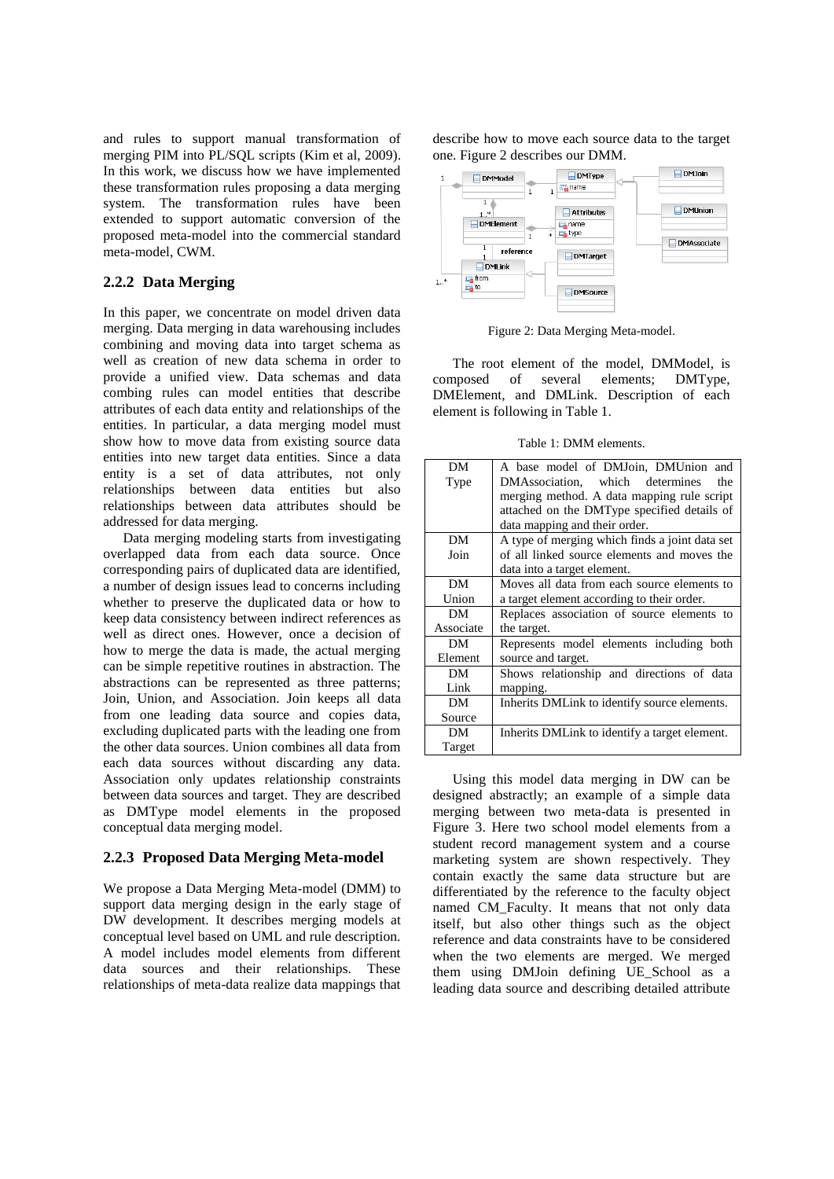and rules to support manual transformation of merging PIM into PL/SQL scripts (Kim et al, 2009). In this work, we discuss how we have implemented these transformation rules proposing a data merging system. The transformation rules have been extended to support automatic conversion of the proposed meta-model into the commercial standard meta-model, CWM.

### 2.2.2 Data Merging

In this paper, we concentrate on model driven data merging. Data merging in data warehousing includes combining and moving data into target schema as well as creation of new data schema in order to provide a unified view. Data schemas and data combing rules can model entities that describe attributes of each data entity and relationships of the entities. In particular, a data merging model must show how to move data from existing source data entities into new target data entities. Since a data entity is a set of data attributes, not only relationships between data entities but also relationships between data attributes should be addressed for data merging.

Data merging modeling starts from investigating overlapped data from each data source. Once corresponding pairs of duplicated data are identified, a number of design issues lead to concerns including whether to preserve the duplicated data or how to keep data consistency between indirect references as well as direct ones. However, once a decision of how to merge the data is made, the actual merging can be simple repetitive routines in abstraction. The abstractions can be represented as three patterns; Join, Union, and Association. Join keeps all data from one leading data source and copies data, excluding duplicated parts with the leading one from the other data sources. Union combines all data from each data sources without discarding any data. Association only updates relationship constraints between data sources and target. They are described as DMType model elements in the proposed conceptual data merging model.

### 2.2.3 Proposed Data Merging Meta-model

We propose a Data Merging Meta-model (DMM) to support data merging design in the early stage of DW development. It describes merging models at conceptual level based on UML and rule description. A model includes model elements from different data sources and their relationships. These relationships of meta-data realize data mappings that describe how to move each source data to the target one. Figure 2 describes our DMM.

Figure 2: Data Merging Meta-model.

The root element of the model, DMModel, is composed of several elements; DMType, DMElement, and DMLink. Description of each element is following in Table 1.

Table 1: DMM elements.

| | |
|---|---|
| DM Type | A base model of DMJoin, DMUnion and DMAssociation, which determines the merging method. A data mapping rule script attached on the DMType specified details of data mapping and their order. |
| DM Join | A type of merging which finds a joint data set of all linked source elements and moves the data into a target element. |
| DM Union | Moves all data from each source elements to a target element according to their order. |
| DM Associate | Replaces association of source elements to the target. |
| DM Element | Represents model elements including both source and target. |
| DM Link | Shows relationship and directions of data mapping. |
| DM Source | Inherits DMLink to identify source elements. |
| DM Target | Inherits DMLink to identify a target element. |

Using this model data merging in DW can be designed abstractly; an example of a simple data merging between two meta-data is presented in Figure 3. Here two school model elements from a student record management system and a course marketing system are shown respectively. They contain exactly the same data structure but are differentiated by the reference to the faculty object named CM_Faculty. It means that not only data itself, but also other things such as the object reference and data constraints have to be considered when the two elements are merged. We merged them using DMJoin defining UE_School as a leading data source and describing detailed attribute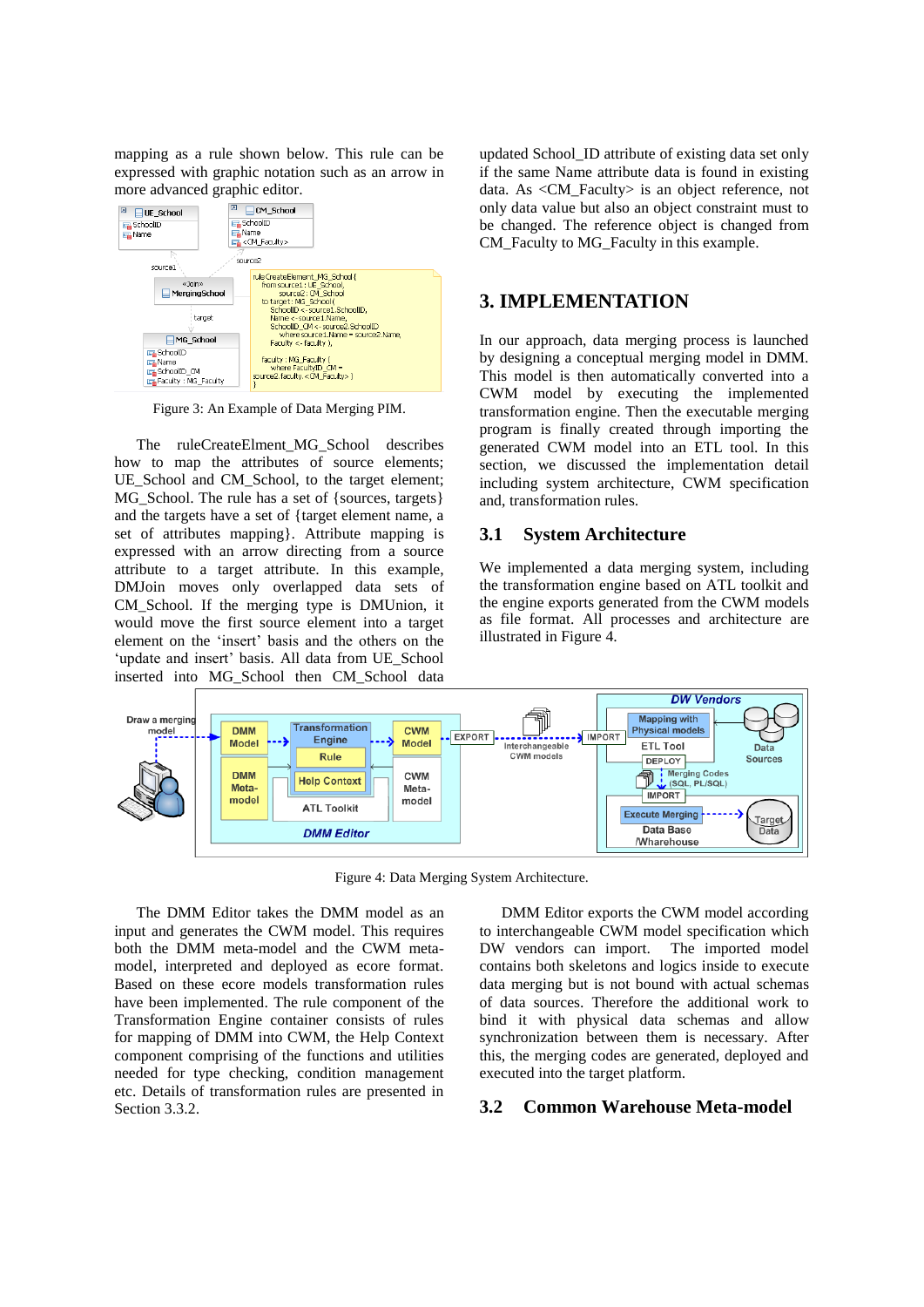mapping as a rule shown below. This rule can be expressed with graphic notation such as an arrow in more advanced graphic editor.

Figure 3: An Example of Data Merging PIM.

The ruleCreateElment_MG_School describes how to map the attributes of source elements; UE_School and CM_School, to the target element; MG_School. The rule has a set of {sources, targets} and the targets have a set of {target element name, a set of attributes mapping}. Attribute mapping is expressed with an arrow directing from a source attribute to a target attribute. In this example, DMJoin moves only overlapped data sets of CM_School. If the merging type is DMUnion, it would move the first source element into a target element on the 'insert' basis and the others on the 'update and insert' basis. All data from UE_School inserted into MG_School then CM_School data updated School_ID attribute of existing data set only if the same Name attribute data is found in existing data. As <CM_Faculty> is an object reference, not only data value but also an object constraint must to be changed. The reference object is changed from CM_Faculty to MG_Faculty in this example.

# 3. IMPLEMENTATION

In our approach, data merging process is launched by designing a conceptual merging model in DMM. This model is then automatically converted into a CWM model by executing the implemented transformation engine. Then the executable merging program is finally created through importing the generated CWM model into an ETL tool. In this section, we discussed the implementation detail including system architecture, CWM specification and, transformation rules.

## 3.1 System Architecture

We implemented a data merging system, including the transformation engine based on ATL toolkit and the engine exports generated from the CWM models as file format. All processes and architecture are illustrated in Figure 4.

Figure 4: Data Merging System Architecture.

The DMM Editor takes the DMM model as an input and generates the CWM model. This requires both the DMM meta-model and the CWM meta-model, interpreted and deployed as ecore format. Based on these ecore models transformation rules have been implemented. The rule component of the Transformation Engine container consists of rules for mapping of DMM into CWM, the Help Context component comprising of the functions and utilities needed for type checking, condition management etc. Details of transformation rules are presented in Section 3.3.2.

DMM Editor exports the CWM model according to interchangeable CWM model specification which DW vendors can import. The imported model contains both skeletons and logics inside to execute data merging but is not bound with actual schemas of data sources. Therefore the additional work to bind it with physical data schemas and allow synchronization between them is necessary. After this, the merging codes are generated, deployed and executed into the target platform.

## 3.2 Common Warehouse Meta-model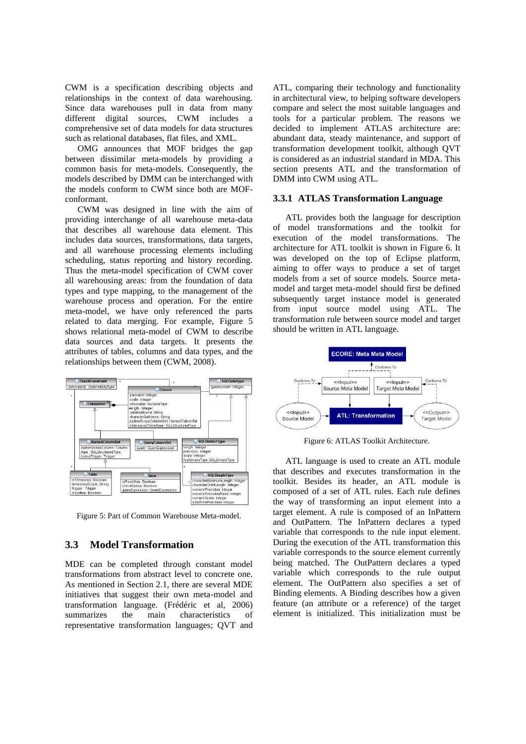CWM is a specification describing objects and relationships in the context of data warehousing. Since data warehouses pull in data from many different digital sources, CWM includes a comprehensive set of data models for data structures such as relational databases, flat files, and XML.

OMG announces that MOF bridges the gap between dissimilar meta-models by providing a common basis for meta-models. Consequently, the models described by DMM can be interchanged with the models conform to CWM since both are MOF-conformant.

CWM was designed in line with the aim of providing interchange of all warehouse meta-data that describes all warehouse data element. This includes data sources, transformations, data targets, and all warehouse processing elements including scheduling, status reporting and history recording. Thus the meta-model specification of CWM cover all warehousing areas: from the foundation of data types and type mapping, to the management of the warehouse process and operation. For the entire meta-model, we have only referenced the parts related to data merging. For example, Figure 5 shows relational meta-model of CWM to describe data sources and data targets. It presents the attributes of tables, columns and data types, and the relationships between them (CWM, 2008).

Figure 5: Part of Common Warehouse Meta-model.

## 3.3 Model Transformation

MDE can be completed through constant model transformations from abstract level to concrete one. As mentioned in Section 2.1, there are several MDE initiatives that suggest their own meta-model and transformation language. (Frédéric et al, 2006) summarizes the main characteristics of representative transformation languages; QVT and ATL, comparing their technology and functionality in architectural view, to helping software developers compare and select the most suitable languages and tools for a particular problem. The reasons we decided to implement ATLAS architecture are: abundant data, steady maintenance, and support of transformation development toolkit, although QVT is considered as an industrial standard in MDA. This section presents ATL and the transformation of DMM into CWM using ATL.

### 3.3.1 ATLAS Transformation Language

ATL provides both the language for description of model transformations and the toolkit for execution of the model transformations. The architecture for ATL toolkit is shown in Figure 6. It was developed on the top of Eclipse platform, aiming to offer ways to produce a set of target models from a set of source models. Source meta-model and target meta-model should first be defined subsequently target instance model is generated from input source model using ATL. The transformation rule between source model and target should be written in ATL language.

Figure 6: ATLAS Toolkit Architecture.

ATL language is used to create an ATL module that describes and executes transformation in the toolkit. Besides its header, an ATL module is composed of a set of ATL rules. Each rule defines the way of transforming an input element into a target element. A rule is composed of an InPattern and OutPattern. The InPattern declares a typed variable that corresponds to the rule input element. During the execution of the ATL transformation this variable corresponds to the source element currently being matched. The OutPattern declares a typed variable which corresponds to the rule output element. The OutPattern also specifies a set of Binding elements. A Binding describes how a given feature (an attribute or a reference) of the target element is initialized. This initialization must be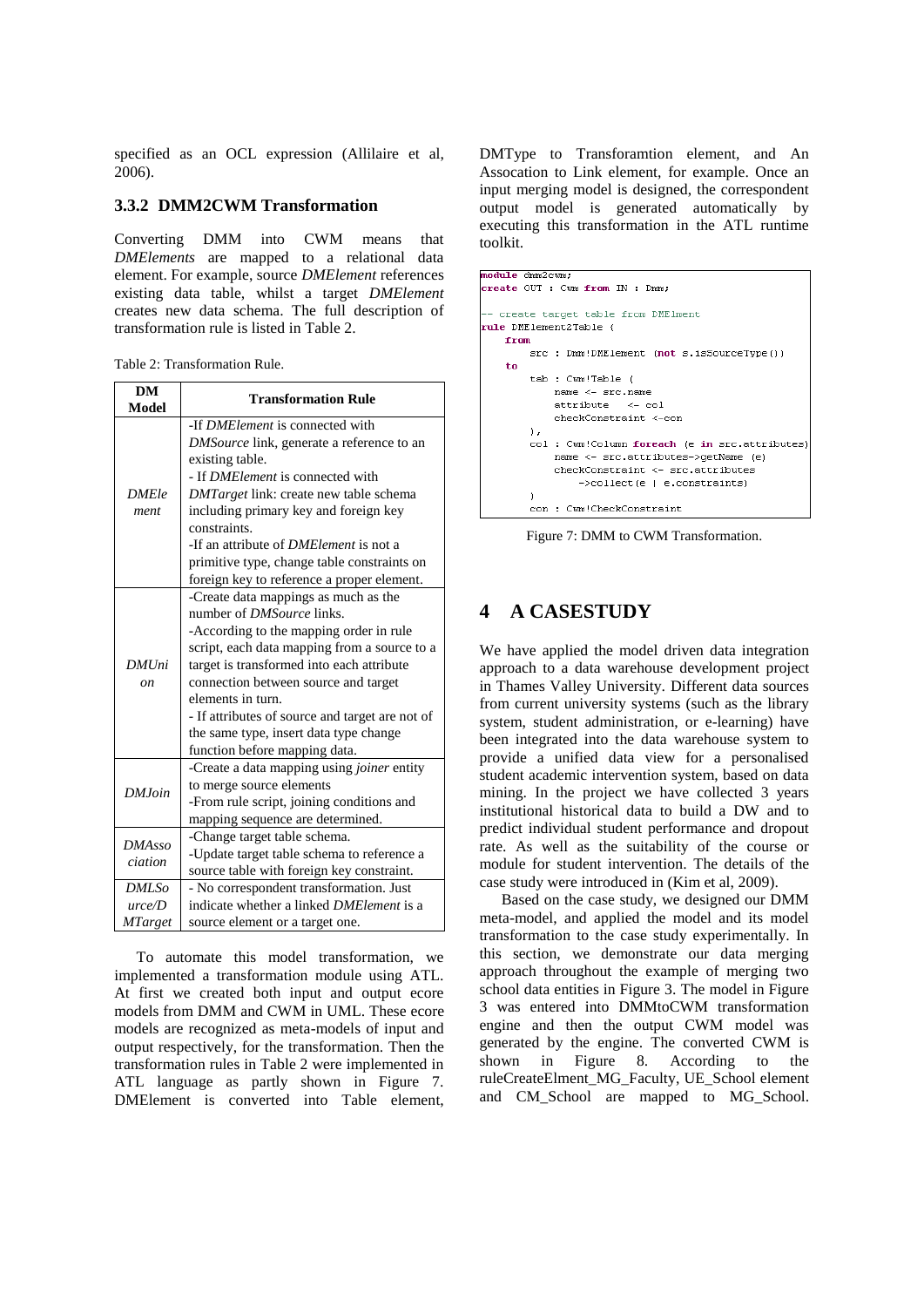specified as an OCL expression (Allilaire et al, 2006).

### 3.3.2 DMM2CWM Transformation

Converting DMM into CWM means that *DMElements* are mapped to a relational data element. For example, source *DMElement* references existing data table, whilst a target *DMElement* creates new data schema. The full description of transformation rule is listed in Table 2.

Table 2: Transformation Rule.

| DM Model | Transformation Rule |
|---|---|
| *DMElement* | -If *DMElement* is connected with *DMSource* link, generate a reference to an existing table.<br>- If *DMElement* is connected with *DMTarget* link: create new table schema including primary key and foreign key constraints.<br>-If an attribute of *DMElement* is not a primitive type, change table constraints on foreign key to reference a proper element. |
| *DMUnion* | -Create data mappings as much as the number of *DMSource* links.<br>-According to the mapping order in rule script, each data mapping from a source to a target is transformed into each attribute connection between source and target elements in turn.<br>- If attributes of source and target are not of the same type, insert data type change function before mapping data. |
| *DMJoin* | -Create a data mapping using *joiner* entity to merge source elements<br>-From rule script, joining conditions and mapping sequence are determined. |
| *DMAssociation* | -Change target table schema.<br>-Update target table schema to reference a source table with foreign key constraint. |
| *DMSource/DMTarget* | - No correspondent transformation. Just indicate whether a linked *DMElement* is a source element or a target one. |

To automate this model transformation, we implemented a transformation module using ATL. At first we created both input and output ecore models from DMM and CWM in UML. These ecore models are recognized as meta-models of input and output respectively, for the transformation. Then the transformation rules in Table 2 were implemented in ATL language as partly shown in Figure 7. DMElement is converted into Table element, DMType to Transforamtion element, and An Assocation to Link element, for example. Once an input merging model is designed, the correspondent output model is generated automatically by executing this transformation in the ATL runtime toolkit.

```
module dmm2cwm;
create OUT : Cwm from IN : Dmm;

-- create target table from DMElment
rule DMElement2Table (
    from
        src : Dmm!DMElement (not s.isSourceType())
    to
        tab : Cwm!Table (
            name <- src.name
            attribute   <- col
            checkConstraint <-con
        ),
        col : Cwm!Column foreach (e in src.attributes)
            name <- src.attributes->getName (e)
            checkConstraint <- src.attributes
                ->collect(e | e.constraints)
        )
        con : Cwm!CheckConstraint
```

Figure 7: DMM to CWM Transformation.

## 4 A CASESTUDY

We have applied the model driven data integration approach to a data warehouse development project in Thames Valley University. Different data sources from current university systems (such as the library system, student administration, or e-learning) have been integrated into the data warehouse system to provide a unified data view for a personalised student academic intervention system, based on data mining. In the project we have collected 3 years institutional historical data to build a DW and to predict individual student performance and dropout rate. As well as the suitability of the course or module for student intervention. The details of the case study were introduced in (Kim et al, 2009).

Based on the case study, we designed our DMM meta-model, and applied the model and its model transformation to the case study experimentally. In this section, we demonstrate our data merging approach throughout the example of merging two school data entities in Figure 3. The model in Figure 3 was entered into DMMtoCWM transformation engine and then the output CWM model was generated by the engine. The converted CWM is shown in Figure 8. According to the ruleCreateElment_MG_Faculty, UE_School element and CM_School are mapped to MG_School.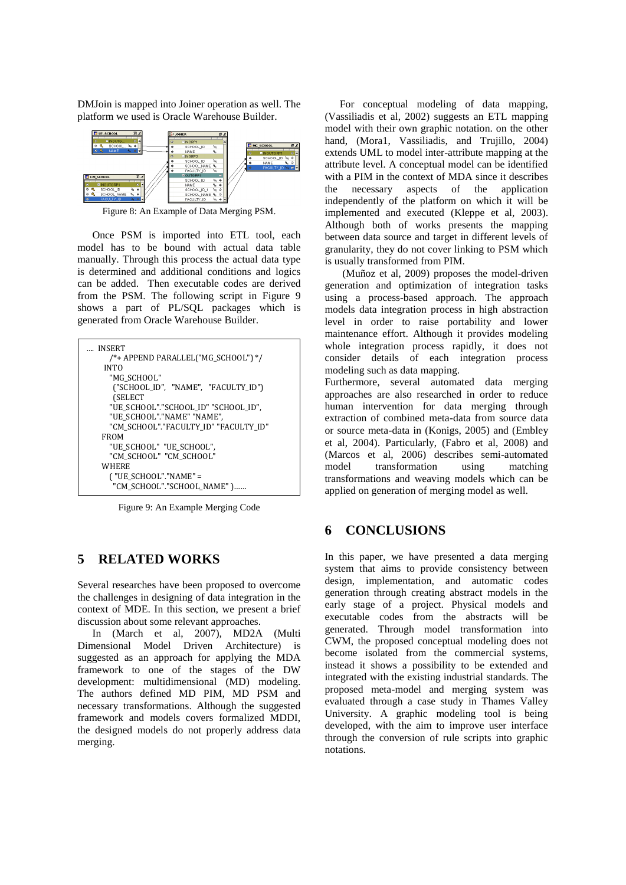DMJoin is mapped into Joiner operation as well. The platform we used is Oracle Warehouse Builder.

Figure 8: An Example of Data Merging PSM.

Once PSM is imported into ETL tool, each model has to be bound with actual data table manually. Through this process the actual data type is determined and additional conditions and logics can be added. Then executable codes are derived from the PSM. The following script in Figure 9 shows a part of PL/SQL packages which is generated from Oracle Warehouse Builder.

```
…. INSERT
     /*+ APPEND PARALLEL("MG_SCHOOL") */
   INTO
    "MG_SCHOOL"
     ("SCHOOL_ID",  "NAME",  "FACULTY_ID")
     (SELECT
    "UE_SCHOOL"."SCHOOL_ID" "SCHOOL_ID",
    "UE_SCHOOL"."NAME" "NAME",
    "CM_SCHOOL"."FACULTY_ID" "FACULTY_ID"
   FROM
    "UE_SCHOOL"  "UE_SCHOOL",
    "CM_SCHOOL"  "CM_SCHOOL"
   WHERE
    ( "UE_SCHOOL"."NAME" =
     "CM_SCHOOL"."SCHOOL_NAME" )……
```

Figure 9: An Example Merging Code

## 5 RELATED WORKS

Several researches have been proposed to overcome the challenges in designing of data integration in the context of MDE. In this section, we present a brief discussion about some relevant approaches.

In (March et al, 2007), MD2A (Multi Dimensional Model Driven Architecture) is suggested as an approach for applying the MDA framework to one of the stages of the DW development: multidimensional (MD) modeling. The authors defined MD PIM, MD PSM and necessary transformations. Although the suggested framework and models covers formalized MDDI, the designed models do not properly address data merging.

For conceptual modeling of data mapping, (Vassiliadis et al, 2002) suggests an ETL mapping model with their own graphic notation. on the other hand, (Mora1, Vassiliadis, and Trujillo, 2004) extends UML to model inter-attribute mapping at the attribute level. A conceptual model can be identified with a PIM in the context of MDA since it describes the necessary aspects of the application independently of the platform on which it will be implemented and executed (Kleppe et al, 2003). Although both of works presents the mapping between data source and target in different levels of granularity, they do not cover linking to PSM which is usually transformed from PIM.

(Muñoz et al, 2009) proposes the model-driven generation and optimization of integration tasks using a process-based approach. The approach models data integration process in high abstraction level in order to raise portability and lower maintenance effort. Although it provides modeling whole integration process rapidly, it does not consider details of each integration process modeling such as data mapping.

Furthermore, several automated data merging approaches are also researched in order to reduce human intervention for data merging through extraction of combined meta-data from source data or source meta-data in (Konigs, 2005) and (Embley et al, 2004). Particularly, (Fabro et al, 2008) and (Marcos et al, 2006) describes semi-automated model transformation using matching transformations and weaving models which can be applied on generation of merging model as well.

## 6 CONCLUSIONS

In this paper, we have presented a data merging system that aims to provide consistency between design, implementation, and automatic codes generation through creating abstract models in the early stage of a project. Physical models and executable codes from the abstracts will be generated. Through model transformation into CWM, the proposed conceptual modeling does not become isolated from the commercial systems, instead it shows a possibility to be extended and integrated with the existing industrial standards. The proposed meta-model and merging system was evaluated through a case study in Thames Valley University. A graphic modeling tool is being developed, with the aim to improve user interface through the conversion of rule scripts into graphic notations.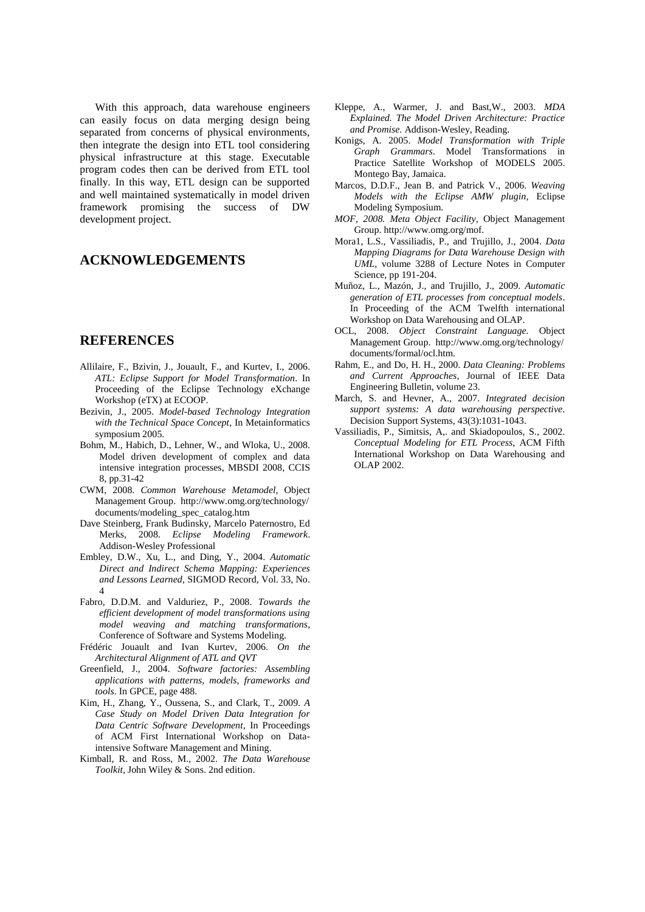With this approach, data warehouse engineers can easily focus on data merging design being separated from concerns of physical environments, then integrate the design into ETL tool considering physical infrastructure at this stage. Executable program codes then can be derived from ETL tool finally. In this way, ETL design can be supported and well maintained systematically in model driven framework promising the success of DW development project.

## ACKNOWLEDGEMENTS

## REFERENCES

Allilaire, F., Bzivin, J., Jouault, F., and Kurtev, I., 2006. *ATL: Eclipse Support for Model Transformation*. In Proceeding of the Eclipse Technology eXchange Workshop (eTX) at ECOOP.

Bezivin, J., 2005. *Model-based Technology Integration with the Technical Space Concept*, In Metainformatics symposium 2005.

Bohm, M., Habich, D., Lehner, W., and Wloka, U., 2008. Model driven development of complex and data intensive integration processes, MBSDI 2008, CCIS 8, pp.31-42

CWM, 2008. *Common Warehouse Metamodel*, Object Management Group. http://www.omg.org/technology/documents/modeling_spec_catalog.htm

Dave Steinberg, Frank Budinsky, Marcelo Paternostro, Ed Merks, 2008. *Eclipse Modeling Framework*. Addison-Wesley Professional

Embley, D.W., Xu, L., and Ding, Y., 2004. *Automatic Direct and Indirect Schema Mapping: Experiences and Lessons Learned*, SIGMOD Record, Vol. 33, No. 4

Fabro, D.D.M. and Valduriez, P., 2008. *Towards the efficient development of model transformations using model weaving and matching transformations*, Conference of Software and Systems Modeling.

Frédéric Jouault and Ivan Kurtev, 2006. *On the Architectural Alignment of ATL and QVT*

Greenfield, J., 2004. *Software factories: Assembling applications with patterns, models, frameworks and tools*. In GPCE, page 488.

Kim, H., Zhang, Y., Oussena, S., and Clark, T., 2009. *A Case Study on Model Driven Data Integration for Data Centric Software Development*, In Proceedings of ACM First International Workshop on Data-intensive Software Management and Mining.

Kimball, R. and Ross, M., 2002. *The Data Warehouse Toolkit*, John Wiley & Sons. 2nd edition.

Kleppe, A., Warmer, J. and Bast,W., 2003. *MDA Explained. The Model Driven Architecture: Practice and Promise*. Addison-Wesley, Reading.

Konigs, A. 2005. *Model Transformation with Triple Graph Grammars*. Model Transformations in Practice Satellite Workshop of MODELS 2005. Montego Bay, Jamaica.

Marcos, D.D.F., Jean B. and Patrick V., 2006. *Weaving Models with the Eclipse AMW plugin*, Eclipse Modeling Symposium.

*MOF, 2008. Meta Object Facility*, Object Management Group. http://www.omg.org/mof.

Mora1, L.S., Vassiliadis, P., and Trujillo, J., 2004. *Data Mapping Diagrams for Data Warehouse Design with UML*, volume 3288 of Lecture Notes in Computer Science, pp 191-204.

Muñoz, L., Mazón, J., and Trujillo, J., 2009. *Automatic generation of ETL processes from conceptual models*. In Proceeding of the ACM Twelfth international Workshop on Data Warehousing and OLAP.

OCL, 2008. *Object Constraint Language*. Object Management Group. http://www.omg.org/technology/documents/formal/ocl.htm.

Rahm, E., and Do, H. H., 2000. *Data Cleaning: Problems and Current Approaches*, Journal of IEEE Data Engineering Bulletin, volume 23.

March, S. and Hevner, A., 2007. *Integrated decision support systems: A data warehousing perspective*. Decision Support Systems, 43(3):1031-1043.

Vassiliadis, P., Simitsis, A,. and Skiadopoulos, S., 2002. *Conceptual Modeling for ETL Process*, ACM Fifth International Workshop on Data Warehousing and OLAP 2002.